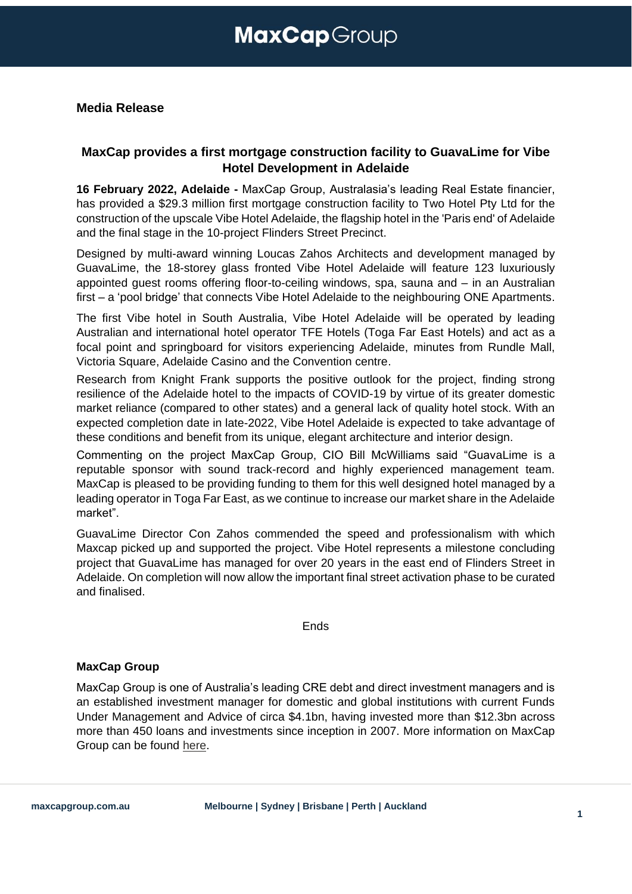# MaxCap Group

**Media Release**

## MaxCap provides a first mortgage construction facility to GuavaLime for Vibe Hotel Development in Adelaide

**16 February 2022, Adelaide -** MaxCap Group, Australasia's leading Real Estate financier, has provided a $29.3 million first mortgage construction facility to Two Hotel Pty Ltd for the construction of the upscale Vibe Hotel Adelaide, the flagship hotel in the 'Paris end' of Adelaide and the final stage in the 10-project Flinders Street Precinct.

Designed by multi-award winning Loucas Zahos Architects and development managed by GuavaLime, the 18-storey glass fronted Vibe Hotel Adelaide will feature 123 luxuriously appointed guest rooms offering floor-to-ceiling windows, spa, sauna and – in an Australian first – a 'pool bridge' that connects Vibe Hotel Adelaide to the neighbouring ONE Apartments.

The first Vibe hotel in South Australia, Vibe Hotel Adelaide will be operated by leading Australian and international hotel operator TFE Hotels (Toga Far East Hotels) and act as a focal point and springboard for visitors experiencing Adelaide, minutes from Rundle Mall, Victoria Square, Adelaide Casino and the Convention centre.

Research from Knight Frank supports the positive outlook for the project, finding strong resilience of the Adelaide hotel to the impacts of COVID-19 by virtue of its greater domestic market reliance (compared to other states) and a general lack of quality hotel stock. With an expected completion date in late-2022, Vibe Hotel Adelaide is expected to take advantage of these conditions and benefit from its unique, elegant architecture and interior design.

Commenting on the project MaxCap Group, CIO Bill McWilliams said "GuavaLime is a reputable sponsor with sound track-record and highly experienced management team. MaxCap is pleased to be providing funding to them for this well designed hotel managed by a leading operator in Toga Far East, as we continue to increase our market share in the Adelaide market".

GuavaLime Director Con Zahos commended the speed and professionalism with which Maxcap picked up and supported the project. Vibe Hotel represents a milestone concluding project that GuavaLime has managed for over 20 years in the east end of Flinders Street in Adelaide. On completion will now allow the important final street activation phase to be curated and finalised.

Ends

**MaxCap Group**

MaxCap Group is one of Australia's leading CRE debt and direct investment managers and is an established investment manager for domestic and global institutions with current Funds Under Management and Advice of circa $4.1bn, having invested more than $12.3bn across more than 450 loans and investments since inception in 2007. More information on MaxCap Group can be found here.

**maxcapgroup.com.au** **Melbourne | Sydney | Brisbane | Perth | Auckland**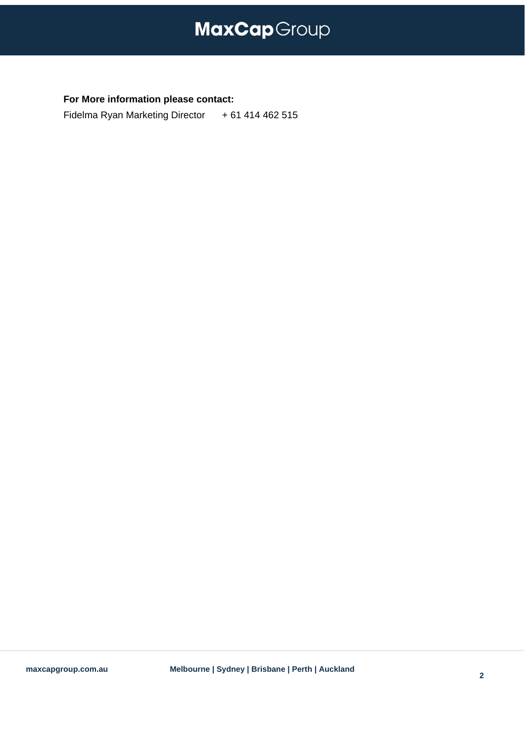**For More information please contact:**

Fidelma Ryan Marketing Director + 61 414 462 515